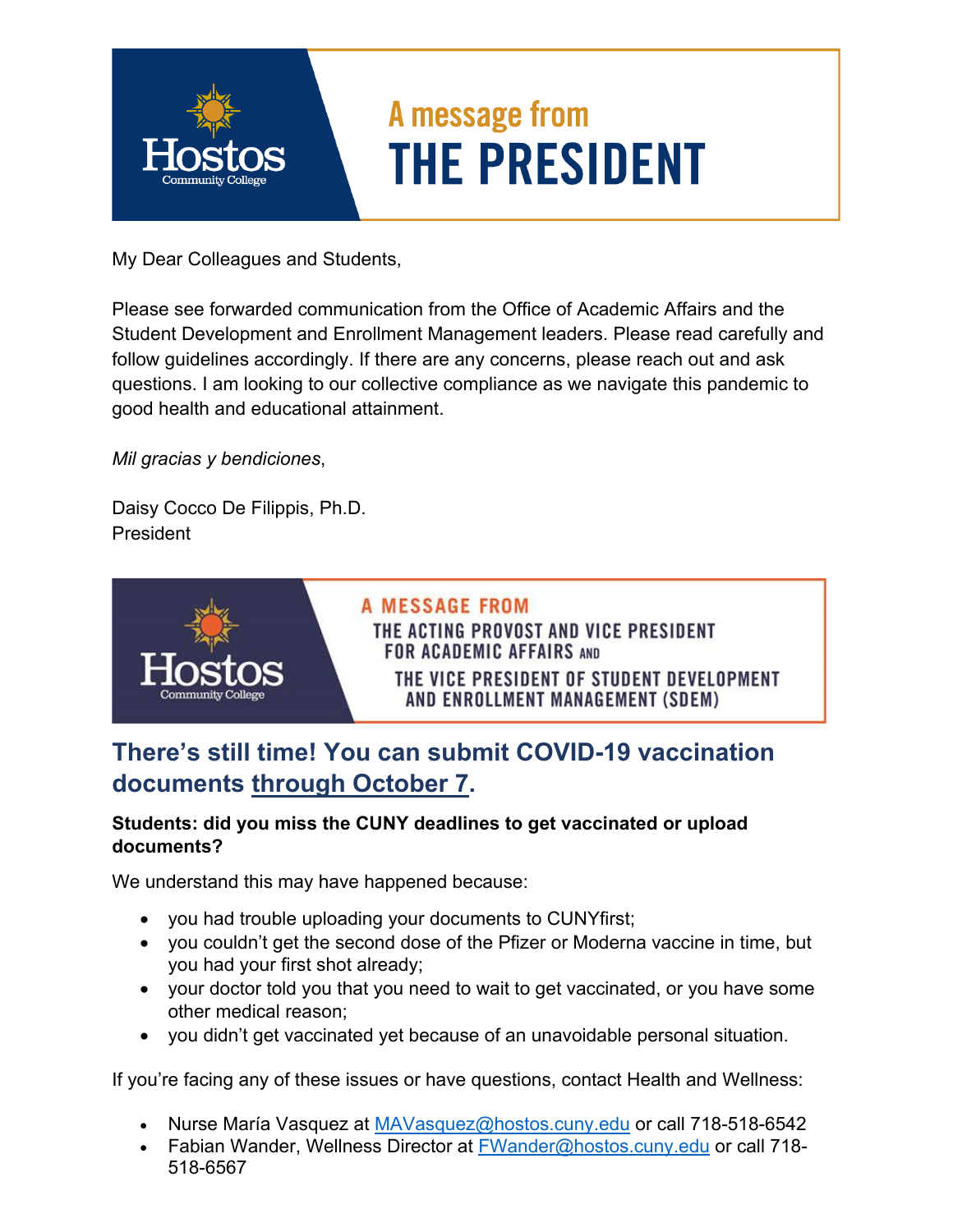# A message from THE PRESIDENT

My Dear Colleagues and Students,

Please see forwarded communication from the Office of Academic Affairs and the Student Development and Enrollment Management leaders. Please read carefully and follow guidelines accordingly. If there are any concerns, please reach out and ask questions. I am looking to our collective compliance as we navigate this pandemic to good health and educational attainment.

*Mil gracias y bendiciones*,

Daisy Cocco De Filippis, Ph.D.
President

## A MESSAGE FROM THE ACTING PROVOST AND VICE PRESIDENT FOR ACADEMIC AFFAIRS AND THE VICE PRESIDENT OF STUDENT DEVELOPMENT AND ENROLLMENT MANAGEMENT (SDEM)

## There's still time! You can submit COVID-19 vaccination documents through October 7.

**Students: did you miss the CUNY deadlines to get vaccinated or upload documents?**

We understand this may have happened because:

- you had trouble uploading your documents to CUNYfirst;
- you couldn't get the second dose of the Pfizer or Moderna vaccine in time, but you had your first shot already;
- your doctor told you that you need to wait to get vaccinated, or you have some other medical reason;
- you didn't get vaccinated yet because of an unavoidable personal situation.

If you're facing any of these issues or have questions, contact Health and Wellness:

- Nurse María Vasquez at MAVasquez@hostos.cuny.edu or call 718-518-6542
- Fabian Wander, Wellness Director at FWander@hostos.cuny.edu or call 718-518-6567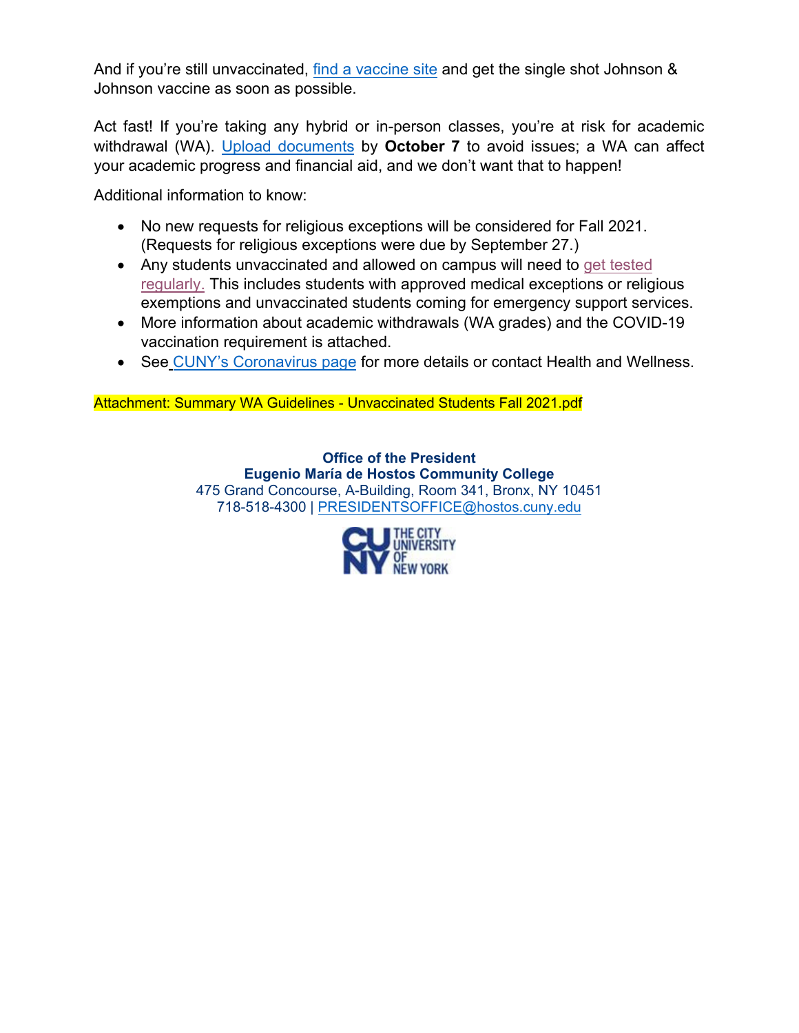And if you're still unvaccinated, find a vaccine site and get the single shot Johnson & Johnson vaccine as soon as possible.

Act fast! If you're taking any hybrid or in-person classes, you're at risk for academic withdrawal (WA). Upload documents by **October 7** to avoid issues; a WA can affect your academic progress and financial aid, and we don't want that to happen!

Additional information to know:

- No new requests for religious exceptions will be considered for Fall 2021. (Requests for religious exceptions were due by September 27.)
- Any students unvaccinated and allowed on campus will need to get tested regularly. This includes students with approved medical exceptions or religious exemptions and unvaccinated students coming for emergency support services.
- More information about academic withdrawals (WA grades) and the COVID-19 vaccination requirement is attached.
- See CUNY's Coronavirus page for more details or contact Health and Wellness.

Attachment: Summary WA Guidelines - Unvaccinated Students Fall 2021.pdf

**Office of the President**
**Eugenio María de Hostos Community College**
475 Grand Concourse, A-Building, Room 341, Bronx, NY 10451
718-518-4300 | PRESIDENTSOFFICE@hostos.cuny.edu

CUNY THE CITY UNIVERSITY OF NEW YORK